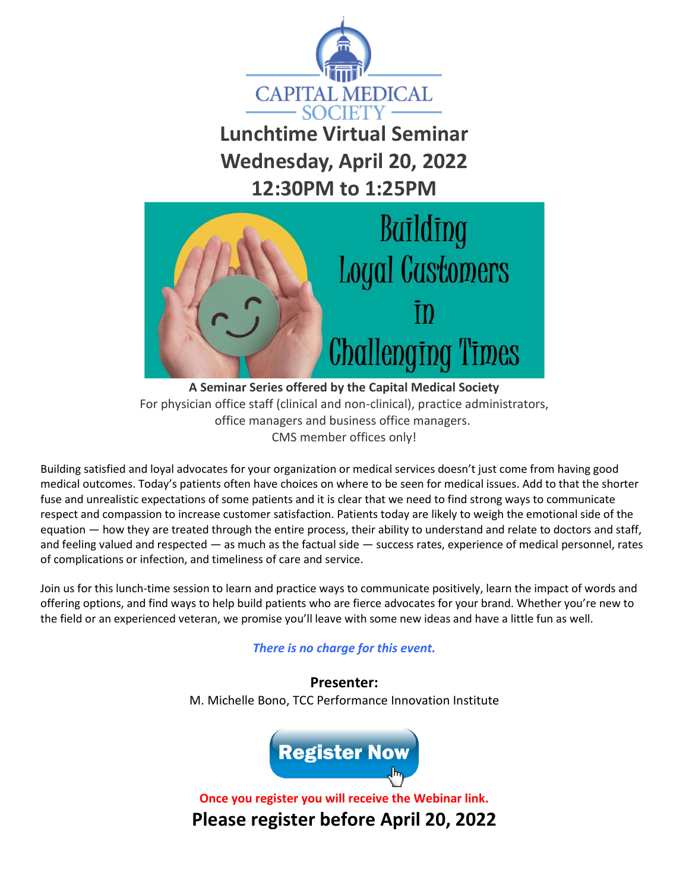CAPITAL MEDICAL SOCIETY

# Lunchtime Virtual Seminar

## Wednesday, April 20, 2022

## 12:30PM to 1:25PM

# Building Loyal Customers in Challenging Times

**A Seminar Series offered by the Capital Medical Society**

For physician office staff (clinical and non-clinical), practice administrators, office managers and business office managers.

CMS member offices only!

Building satisfied and loyal advocates for your organization or medical services doesn't just come from having good medical outcomes. Today's patients often have choices on where to be seen for medical issues. Add to that the shorter fuse and unrealistic expectations of some patients and it is clear that we need to find strong ways to communicate respect and compassion to increase customer satisfaction. Patients today are likely to weigh the emotional side of the equation — how they are treated through the entire process, their ability to understand and relate to doctors and staff, and feeling valued and respected — as much as the factual side — success rates, experience of medical personnel, rates of complications or infection, and timeliness of care and service.

Join us for this lunch-time session to learn and practice ways to communicate positively, learn the impact of words and offering options, and find ways to help build patients who are fierce advocates for your brand. Whether you're new to the field or an experienced veteran, we promise you'll leave with some new ideas and have a little fun as well.

***There is no charge for this event.***

**Presenter:**

M. Michelle Bono, TCC Performance Innovation Institute

**Register Now**

**Once you register you will receive the Webinar link.**

**Please register before April 20, 2022**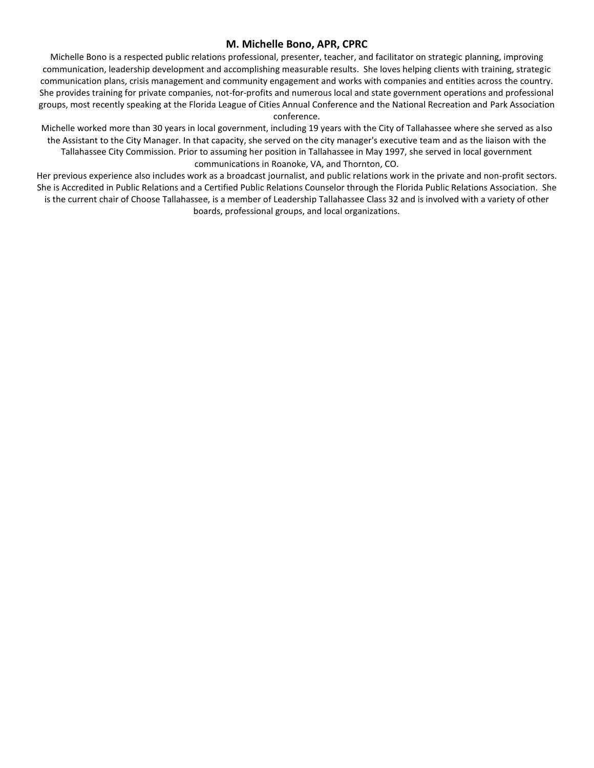## M. Michelle Bono, APR, CPRC

Michelle Bono is a respected public relations professional, presenter, teacher, and facilitator on strategic planning, improving communication, leadership development and accomplishing measurable results. She loves helping clients with training, strategic communication plans, crisis management and community engagement and works with companies and entities across the country. She provides training for private companies, not-for-profits and numerous local and state government operations and professional groups, most recently speaking at the Florida League of Cities Annual Conference and the National Recreation and Park Association conference.

Michelle worked more than 30 years in local government, including 19 years with the City of Tallahassee where she served as also the Assistant to the City Manager. In that capacity, she served on the city manager's executive team and as the liaison with the Tallahassee City Commission. Prior to assuming her position in Tallahassee in May 1997, she served in local government communications in Roanoke, VA, and Thornton, CO.

Her previous experience also includes work as a broadcast journalist, and public relations work in the private and non-profit sectors. She is Accredited in Public Relations and a Certified Public Relations Counselor through the Florida Public Relations Association. She is the current chair of Choose Tallahassee, is a member of Leadership Tallahassee Class 32 and is involved with a variety of other boards, professional groups, and local organizations.